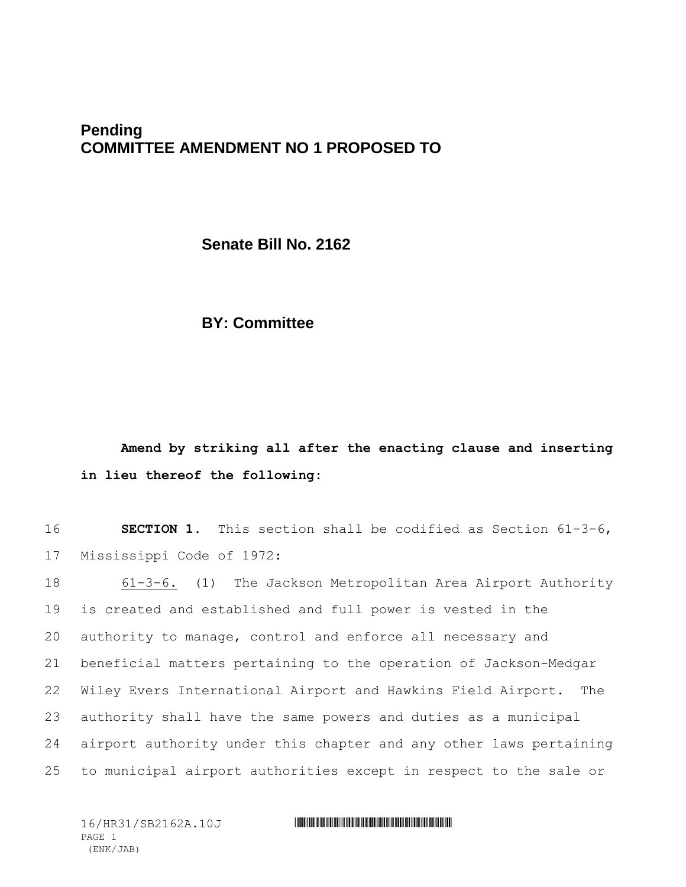**Pending**
**COMMITTEE AMENDMENT NO 1 PROPOSED TO**

**Senate Bill No. 2162**

**BY: Committee**

**Amend by striking all after the enacting clause and inserting in lieu thereof the following:**

16 **SECTION 1.** This section shall be codified as Section 61-3-6,
17 Mississippi Code of 1972:

18 61-3-6. (1) The Jackson Metropolitan Area Airport Authority
19 is created and established and full power is vested in the
20 authority to manage, control and enforce all necessary and
21 beneficial matters pertaining to the operation of Jackson-Medgar
22 Wiley Evers International Airport and Hawkins Field Airport. The
23 authority shall have the same powers and duties as a municipal
24 airport authority under this chapter and any other laws pertaining
25 to municipal airport authorities except in respect to the sale or

16/HR31/SB2162A.10J
(ENK/JAB)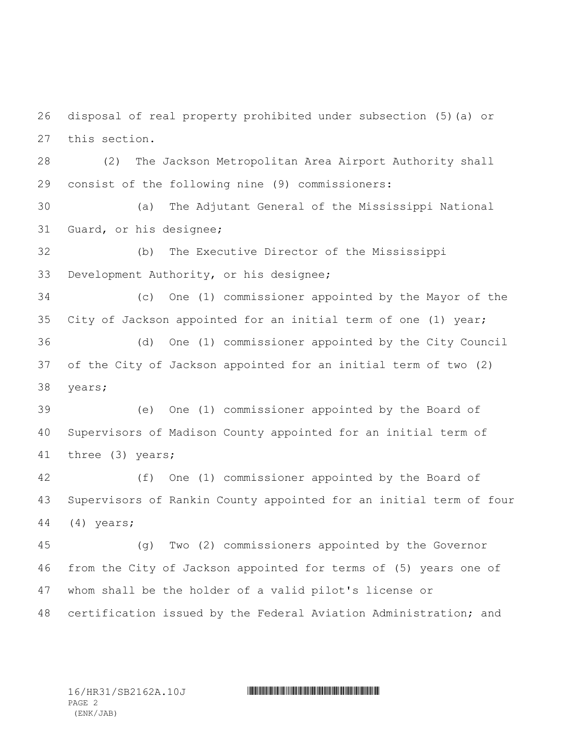disposal of real property prohibited under subsection (5)(a) or this section.

(2) The Jackson Metropolitan Area Airport Authority shall consist of the following nine (9) commissioners:

(a) The Adjutant General of the Mississippi National Guard, or his designee;

(b) The Executive Director of the Mississippi Development Authority, or his designee;

(c) One (1) commissioner appointed by the Mayor of the City of Jackson appointed for an initial term of one (1) year;

(d) One (1) commissioner appointed by the City Council of the City of Jackson appointed for an initial term of two (2) years;

(e) One (1) commissioner appointed by the Board of Supervisors of Madison County appointed for an initial term of three (3) years;

(f) One (1) commissioner appointed by the Board of Supervisors of Rankin County appointed for an initial term of four (4) years;

(g) Two (2) commissioners appointed by the Governor from the City of Jackson appointed for terms of (5) years one of whom shall be the holder of a valid pilot's license or certification issued by the Federal Aviation Administration; and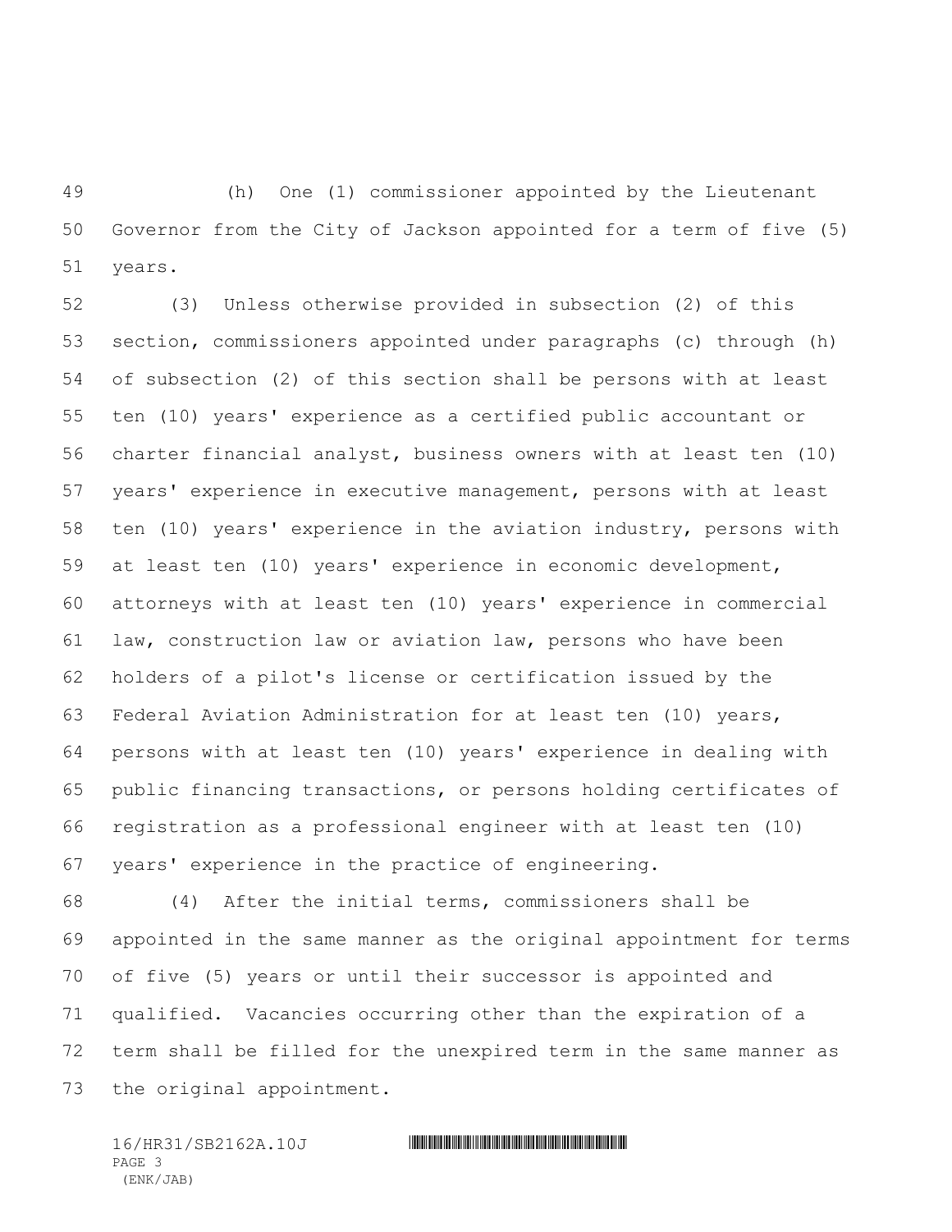(h) One (1) commissioner appointed by the Lieutenant Governor from the City of Jackson appointed for a term of five (5) years.

(3) Unless otherwise provided in subsection (2) of this section, commissioners appointed under paragraphs (c) through (h) of subsection (2) of this section shall be persons with at least ten (10) years' experience as a certified public accountant or charter financial analyst, business owners with at least ten (10) years' experience in executive management, persons with at least ten (10) years' experience in the aviation industry, persons with at least ten (10) years' experience in economic development, attorneys with at least ten (10) years' experience in commercial law, construction law or aviation law, persons who have been holders of a pilot's license or certification issued by the Federal Aviation Administration for at least ten (10) years, persons with at least ten (10) years' experience in dealing with public financing transactions, or persons holding certificates of registration as a professional engineer with at least ten (10) years' experience in the practice of engineering.

(4) After the initial terms, commissioners shall be appointed in the same manner as the original appointment for terms of five (5) years or until their successor is appointed and qualified. Vacancies occurring other than the expiration of a term shall be filled for the unexpired term in the same manner as the original appointment.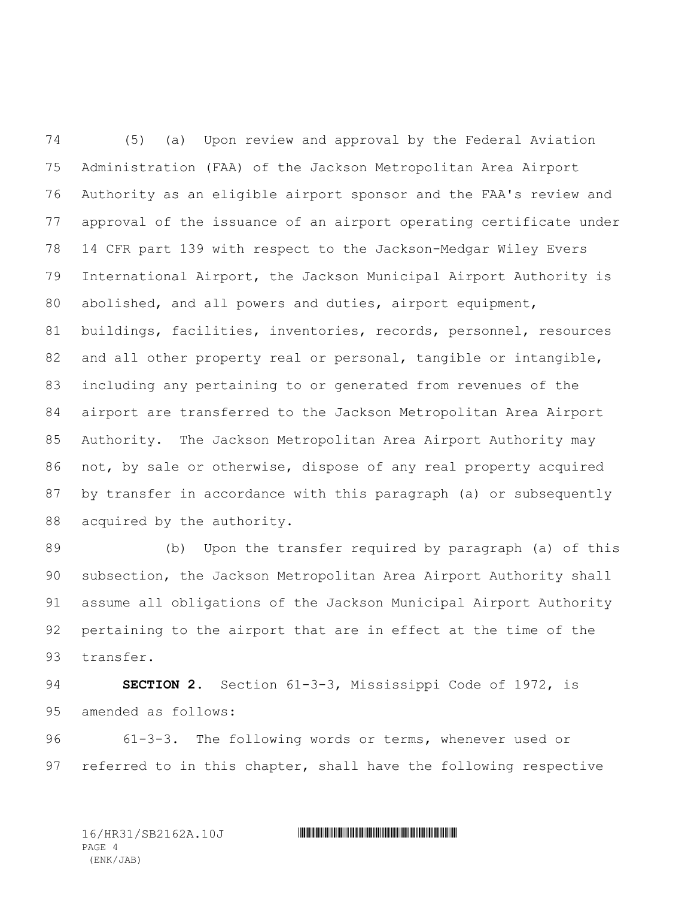(5) (a) Upon review and approval by the Federal Aviation Administration (FAA) of the Jackson Metropolitan Area Airport Authority as an eligible airport sponsor and the FAA's review and approval of the issuance of an airport operating certificate under 14 CFR part 139 with respect to the Jackson-Medgar Wiley Evers International Airport, the Jackson Municipal Airport Authority is abolished, and all powers and duties, airport equipment, buildings, facilities, inventories, records, personnel, resources and all other property real or personal, tangible or intangible, including any pertaining to or generated from revenues of the airport are transferred to the Jackson Metropolitan Area Airport Authority. The Jackson Metropolitan Area Airport Authority may not, by sale or otherwise, dispose of any real property acquired by transfer in accordance with this paragraph (a) or subsequently acquired by the authority.

(b) Upon the transfer required by paragraph (a) of this subsection, the Jackson Metropolitan Area Airport Authority shall assume all obligations of the Jackson Municipal Airport Authority pertaining to the airport that are in effect at the time of the transfer.

**SECTION 2.** Section 61-3-3, Mississippi Code of 1972, is amended as follows:

61-3-3. The following words or terms, whenever used or referred to in this chapter, shall have the following respective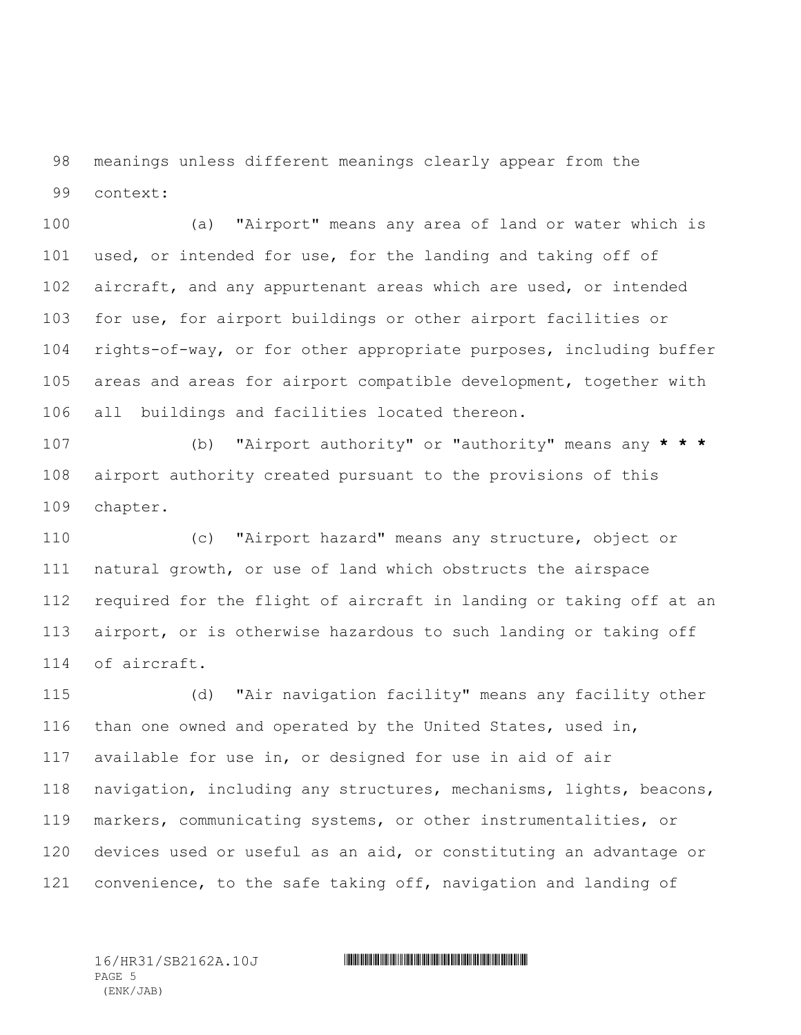meanings unless different meanings clearly appear from the context:

(a) "Airport" means any area of land or water which is used, or intended for use, for the landing and taking off of aircraft, and any appurtenant areas which are used, or intended for use, for airport buildings or other airport facilities or rights-of-way, or for other appropriate purposes, including buffer areas and areas for airport compatible development, together with all buildings and facilities located thereon.

(b) "Airport authority" or "authority" means any * * * airport authority created pursuant to the provisions of this chapter.

(c) "Airport hazard" means any structure, object or natural growth, or use of land which obstructs the airspace required for the flight of aircraft in landing or taking off at an airport, or is otherwise hazardous to such landing or taking off of aircraft.

(d) "Air navigation facility" means any facility other than one owned and operated by the United States, used in, available for use in, or designed for use in aid of air navigation, including any structures, mechanisms, lights, beacons, markers, communicating systems, or other instrumentalities, or devices used or useful as an aid, or constituting an advantage or convenience, to the safe taking off, navigation and landing of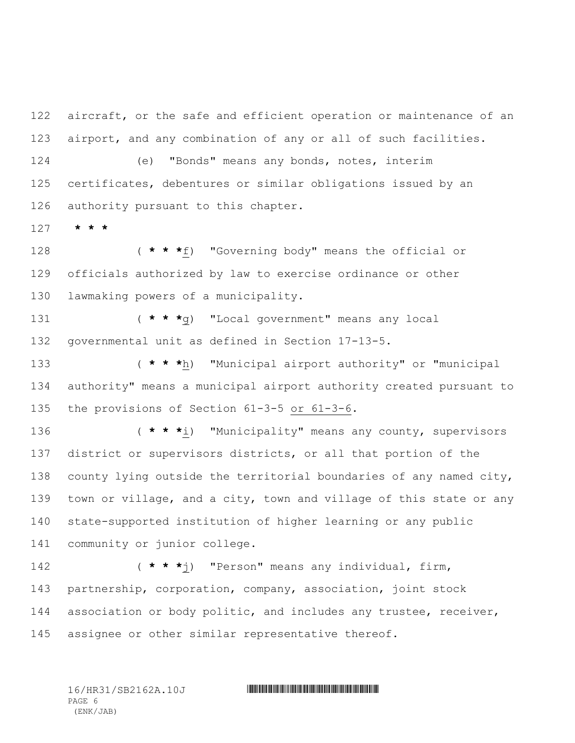aircraft, or the safe and efficient operation or maintenance of an airport, and any combination of any or all of such facilities.

(e) "Bonds" means any bonds, notes, interim certificates, debentures or similar obligations issued by an authority pursuant to this chapter.

**\* \* \***

( **\* \* \***f) "Governing body" means the official or officials authorized by law to exercise ordinance or other lawmaking powers of a municipality.

( **\* \* \***g) "Local government" means any local governmental unit as defined in Section 17-13-5.

( **\* \* \***h) "Municipal airport authority" or "municipal authority" means a municipal airport authority created pursuant to the provisions of Section 61-3-5 or 61-3-6.

( **\* \* \***i) "Municipality" means any county, supervisors district or supervisors districts, or all that portion of the county lying outside the territorial boundaries of any named city, town or village, and a city, town and village of this state or any state-supported institution of higher learning or any public community or junior college.

( **\* \* \***j) "Person" means any individual, firm, partnership, corporation, company, association, joint stock association or body politic, and includes any trustee, receiver, assignee or other similar representative thereof.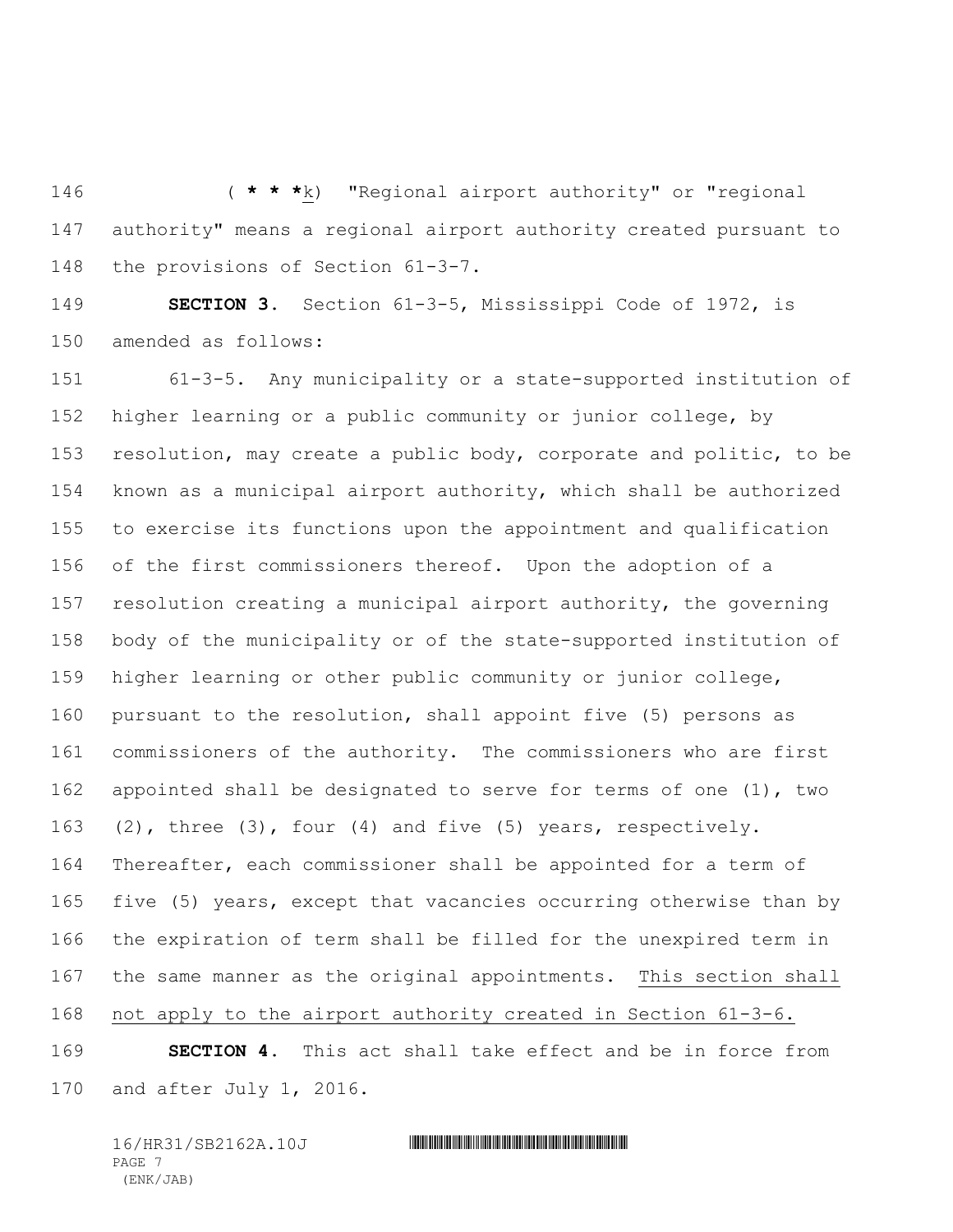( * * *k) "Regional airport authority" or "regional authority" means a regional airport authority created pursuant to the provisions of Section 61-3-7.

**SECTION 3.** Section 61-3-5, Mississippi Code of 1972, is amended as follows:

61-3-5. Any municipality or a state-supported institution of higher learning or a public community or junior college, by resolution, may create a public body, corporate and politic, to be known as a municipal airport authority, which shall be authorized to exercise its functions upon the appointment and qualification of the first commissioners thereof. Upon the adoption of a resolution creating a municipal airport authority, the governing body of the municipality or of the state-supported institution of higher learning or other public community or junior college, pursuant to the resolution, shall appoint five (5) persons as commissioners of the authority. The commissioners who are first appointed shall be designated to serve for terms of one (1), two (2), three (3), four (4) and five (5) years, respectively. Thereafter, each commissioner shall be appointed for a term of five (5) years, except that vacancies occurring otherwise than by the expiration of term shall be filled for the unexpired term in the same manner as the original appointments. This section shall not apply to the airport authority created in Section 61-3-6.

**SECTION 4.** This act shall take effect and be in force from and after July 1, 2016.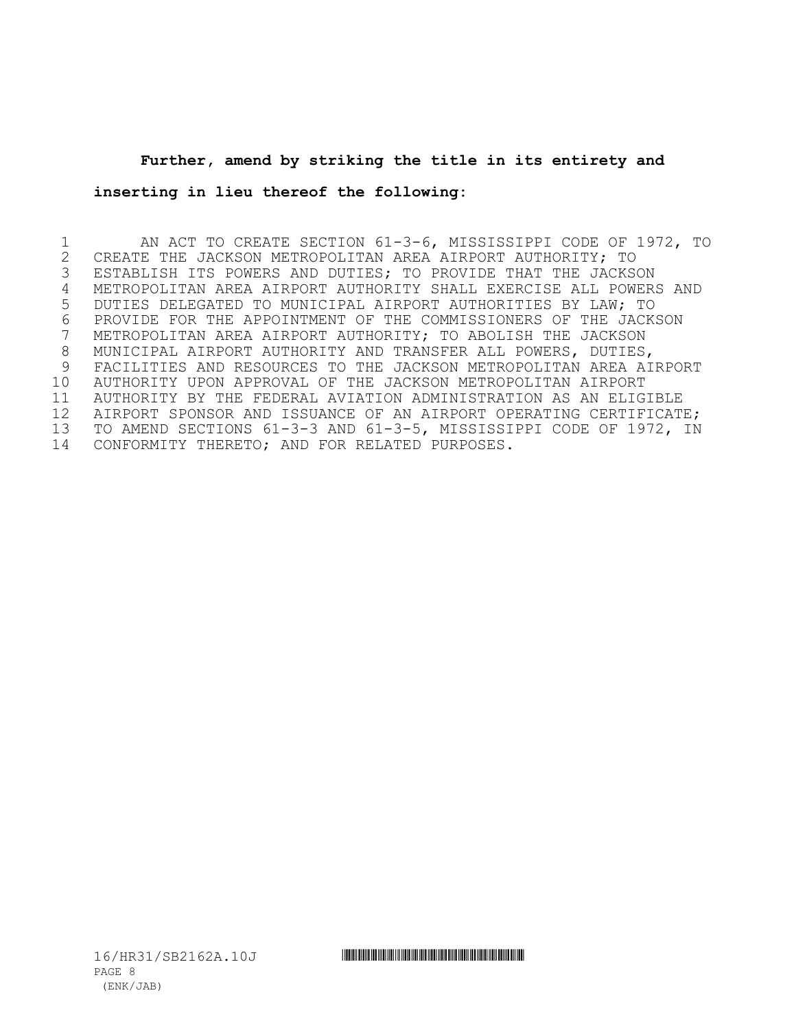**Further, amend by striking the title in its entirety and inserting in lieu thereof the following:**

1 AN ACT TO CREATE SECTION 61-3-6, MISSISSIPPI CODE OF 1972, TO
2 CREATE THE JACKSON METROPOLITAN AREA AIRPORT AUTHORITY; TO
3 ESTABLISH ITS POWERS AND DUTIES; TO PROVIDE THAT THE JACKSON
4 METROPOLITAN AREA AIRPORT AUTHORITY SHALL EXERCISE ALL POWERS AND
5 DUTIES DELEGATED TO MUNICIPAL AIRPORT AUTHORITIES BY LAW; TO
6 PROVIDE FOR THE APPOINTMENT OF THE COMMISSIONERS OF THE JACKSON
7 METROPOLITAN AREA AIRPORT AUTHORITY; TO ABOLISH THE JACKSON
8 MUNICIPAL AIRPORT AUTHORITY AND TRANSFER ALL POWERS, DUTIES,
9 FACILITIES AND RESOURCES TO THE JACKSON METROPOLITAN AREA AIRPORT
10 AUTHORITY UPON APPROVAL OF THE JACKSON METROPOLITAN AIRPORT
11 AUTHORITY BY THE FEDERAL AVIATION ADMINISTRATION AS AN ELIGIBLE
12 AIRPORT SPONSOR AND ISSUANCE OF AN AIRPORT OPERATING CERTIFICATE;
13 TO AMEND SECTIONS 61-3-3 AND 61-3-5, MISSISSIPPI CODE OF 1972, IN
14 CONFORMITY THERETO; AND FOR RELATED PURPOSES.

16/HR31/SB2162A.10J
(ENK/JAB)